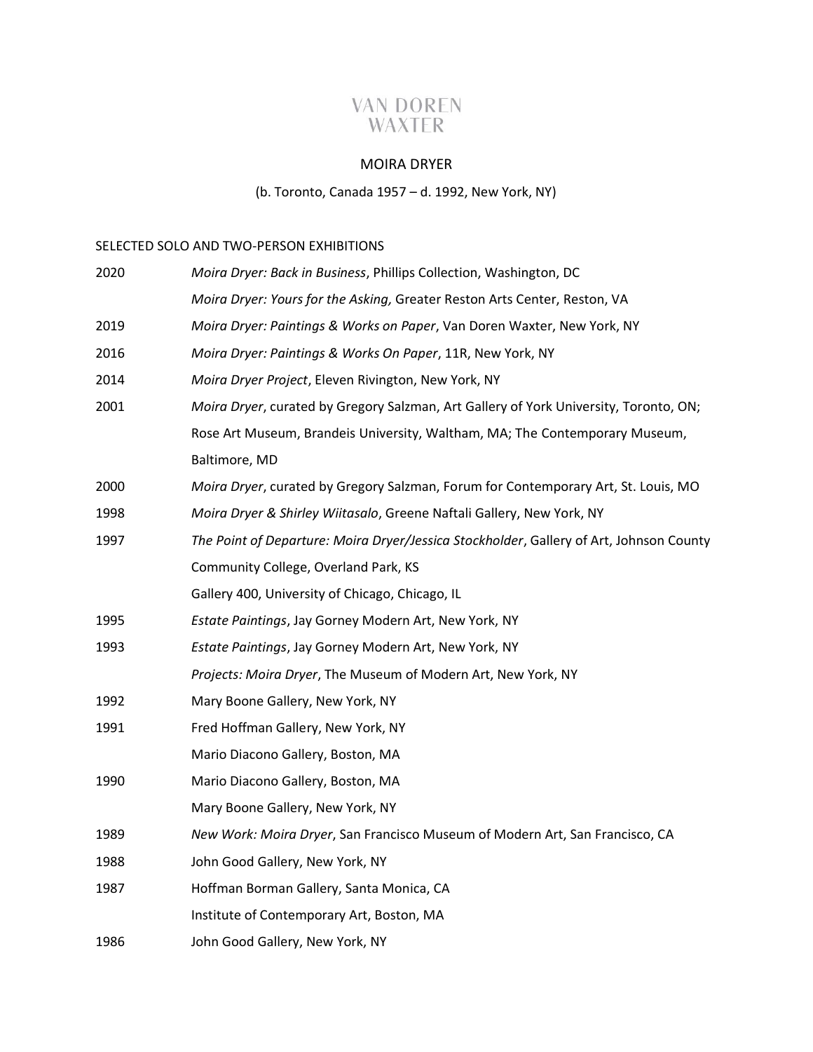VAN DOREN
WAXTER

# MOIRA DRYER

(b. Toronto, Canada 1957 – d. 1992, New York, NY)

## SELECTED SOLO AND TWO-PERSON EXHIBITIONS

2020 *Moira Dryer: Back in Business*, Phillips Collection, Washington, DC
*Moira Dryer: Yours for the Asking,* Greater Reston Arts Center, Reston, VA

2019 *Moira Dryer: Paintings & Works on Paper*, Van Doren Waxter, New York, NY

2016 *Moira Dryer: Paintings & Works On Paper*, 11R, New York, NY

2014 *Moira Dryer Project*, Eleven Rivington, New York, NY

2001 *Moira Dryer*, curated by Gregory Salzman, Art Gallery of York University, Toronto, ON; Rose Art Museum, Brandeis University, Waltham, MA; The Contemporary Museum, Baltimore, MD

2000 *Moira Dryer*, curated by Gregory Salzman, Forum for Contemporary Art, St. Louis, MO

1998 *Moira Dryer & Shirley Wiitasalo*, Greene Naftali Gallery, New York, NY

1997 *The Point of Departure: Moira Dryer/Jessica Stockholder*, Gallery of Art, Johnson County Community College, Overland Park, KS
Gallery 400, University of Chicago, Chicago, IL

1995 *Estate Paintings*, Jay Gorney Modern Art, New York, NY

1993 *Estate Paintings*, Jay Gorney Modern Art, New York, NY
*Projects: Moira Dryer*, The Museum of Modern Art, New York, NY

1992 Mary Boone Gallery, New York, NY

1991 Fred Hoffman Gallery, New York, NY
Mario Diacono Gallery, Boston, MA

1990 Mario Diacono Gallery, Boston, MA
Mary Boone Gallery, New York, NY

1989 *New Work: Moira Dryer*, San Francisco Museum of Modern Art, San Francisco, CA

1988 John Good Gallery, New York, NY

1987 Hoffman Borman Gallery, Santa Monica, CA
Institute of Contemporary Art, Boston, MA

1986 John Good Gallery, New York, NY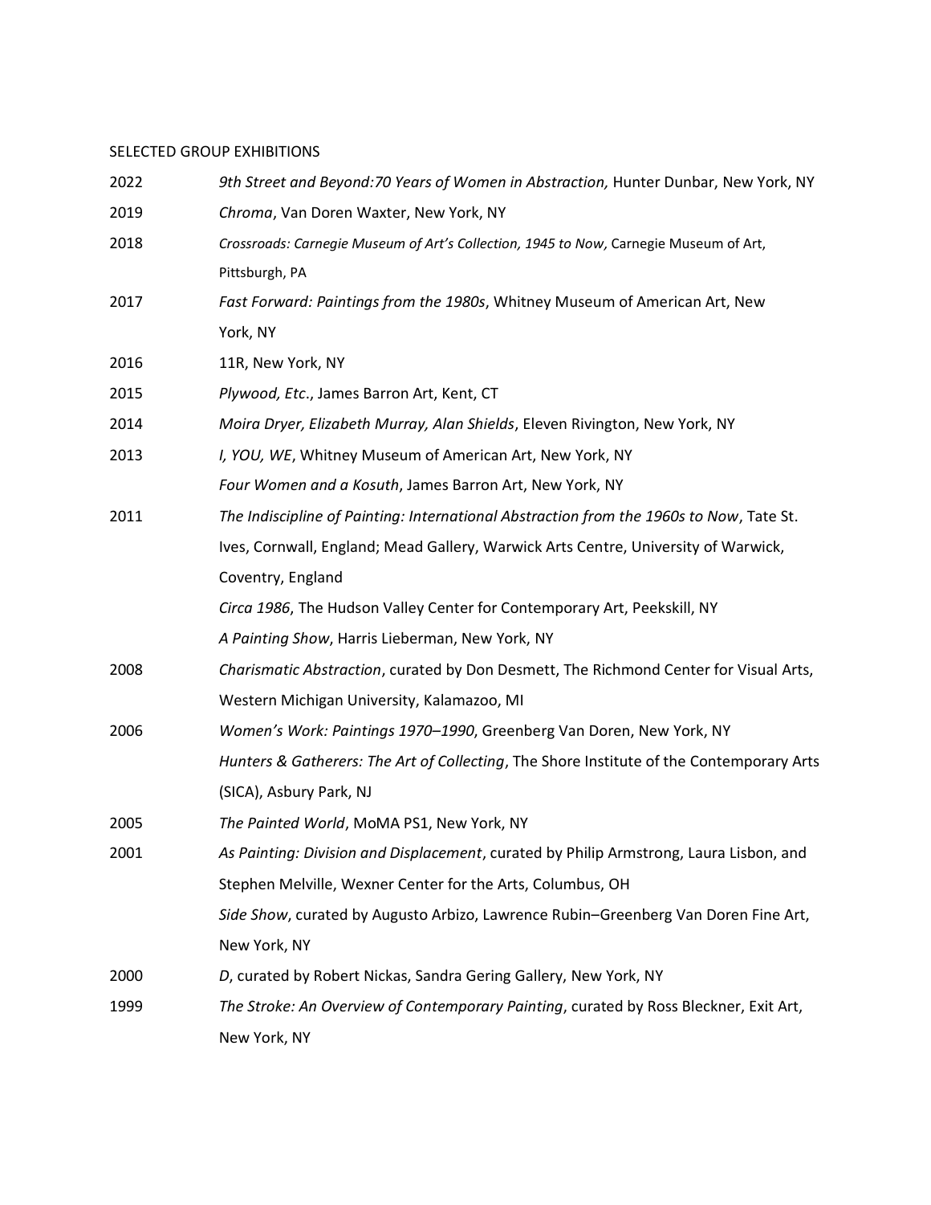SELECTED GROUP EXHIBITIONS

2022 *9th Street and Beyond:70 Years of Women in Abstraction,* Hunter Dunbar, New York, NY

2019 *Chroma*, Van Doren Waxter, New York, NY

2018 *Crossroads: Carnegie Museum of Art's Collection, 1945 to Now,* Carnegie Museum of Art, Pittsburgh, PA

2017 *Fast Forward: Paintings from the 1980s*, Whitney Museum of American Art, New York, NY

2016 11R, New York, NY

2015 *Plywood, Etc.*, James Barron Art, Kent, CT

2014 *Moira Dryer, Elizabeth Murray, Alan Shields*, Eleven Rivington, New York, NY

2013 *I, YOU, WE*, Whitney Museum of American Art, New York, NY

*Four Women and a Kosuth*, James Barron Art, New York, NY

2011 *The Indiscipline of Painting: International Abstraction from the 1960s to Now*, Tate St. Ives, Cornwall, England; Mead Gallery, Warwick Arts Centre, University of Warwick, Coventry, England

*Circa 1986*, The Hudson Valley Center for Contemporary Art, Peekskill, NY

*A Painting Show*, Harris Lieberman, New York, NY

2008 *Charismatic Abstraction*, curated by Don Desmett, The Richmond Center for Visual Arts, Western Michigan University, Kalamazoo, MI

2006 *Women's Work: Paintings 1970–1990*, Greenberg Van Doren, New York, NY

*Hunters & Gatherers: The Art of Collecting*, The Shore Institute of the Contemporary Arts (SICA), Asbury Park, NJ

2005 *The Painted World*, MoMA PS1, New York, NY

2001 *As Painting: Division and Displacement*, curated by Philip Armstrong, Laura Lisbon, and Stephen Melville, Wexner Center for the Arts, Columbus, OH

*Side Show*, curated by Augusto Arbizo, Lawrence Rubin–Greenberg Van Doren Fine Art, New York, NY

2000 *D*, curated by Robert Nickas, Sandra Gering Gallery, New York, NY

1999 *The Stroke: An Overview of Contemporary Painting*, curated by Ross Bleckner, Exit Art, New York, NY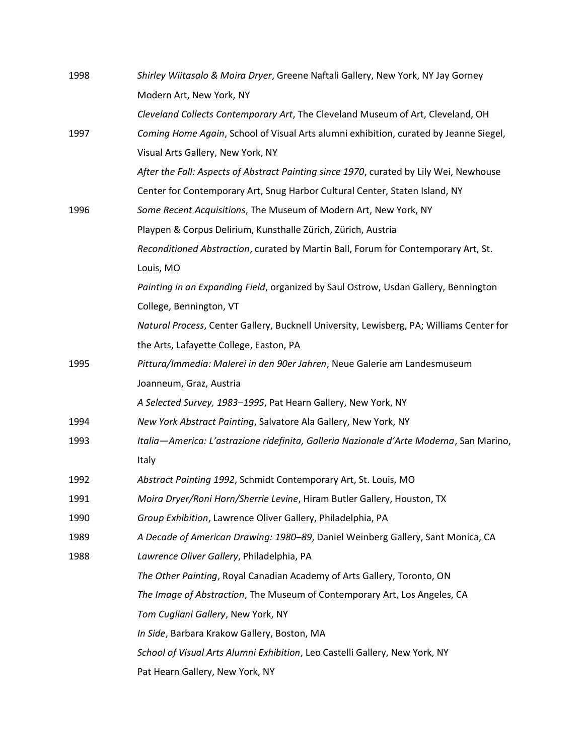1998 *Shirley Wiitasalo & Moira Dryer*, Greene Naftali Gallery, New York, NY Jay Gorney Modern Art, New York, NY

*Cleveland Collects Contemporary Art*, The Cleveland Museum of Art, Cleveland, OH

1997 *Coming Home Again*, School of Visual Arts alumni exhibition, curated by Jeanne Siegel, Visual Arts Gallery, New York, NY

*After the Fall: Aspects of Abstract Painting since 1970*, curated by Lily Wei, Newhouse Center for Contemporary Art, Snug Harbor Cultural Center, Staten Island, NY

1996 *Some Recent Acquisitions*, The Museum of Modern Art, New York, NY

Playpen & Corpus Delirium, Kunsthalle Zürich, Zürich, Austria

*Reconditioned Abstraction*, curated by Martin Ball, Forum for Contemporary Art, St. Louis, MO

*Painting in an Expanding Field*, organized by Saul Ostrow, Usdan Gallery, Bennington College, Bennington, VT

*Natural Process*, Center Gallery, Bucknell University, Lewisberg, PA; Williams Center for the Arts, Lafayette College, Easton, PA

1995 *Pittura/Immedia: Malerei in den 90er Jahren*, Neue Galerie am Landesmuseum Joanneum, Graz, Austria

*A Selected Survey, 1983–1995*, Pat Hearn Gallery, New York, NY

1994 *New York Abstract Painting*, Salvatore Ala Gallery, New York, NY

1993 *Italia—America: L'astrazione ridefinita, Galleria Nazionale d'Arte Moderna*, San Marino, Italy

1992 *Abstract Painting 1992*, Schmidt Contemporary Art, St. Louis, MO

1991 *Moira Dryer/Roni Horn/Sherrie Levine*, Hiram Butler Gallery, Houston, TX

1990 *Group Exhibition*, Lawrence Oliver Gallery, Philadelphia, PA

1989 *A Decade of American Drawing: 1980–89*, Daniel Weinberg Gallery, Sant Monica, CA

1988 *Lawrence Oliver Gallery*, Philadelphia, PA

*The Other Painting*, Royal Canadian Academy of Arts Gallery, Toronto, ON

*The Image of Abstraction*, The Museum of Contemporary Art, Los Angeles, CA

*Tom Cugliani Gallery*, New York, NY

*In Side*, Barbara Krakow Gallery, Boston, MA

*School of Visual Arts Alumni Exhibition*, Leo Castelli Gallery, New York, NY

Pat Hearn Gallery, New York, NY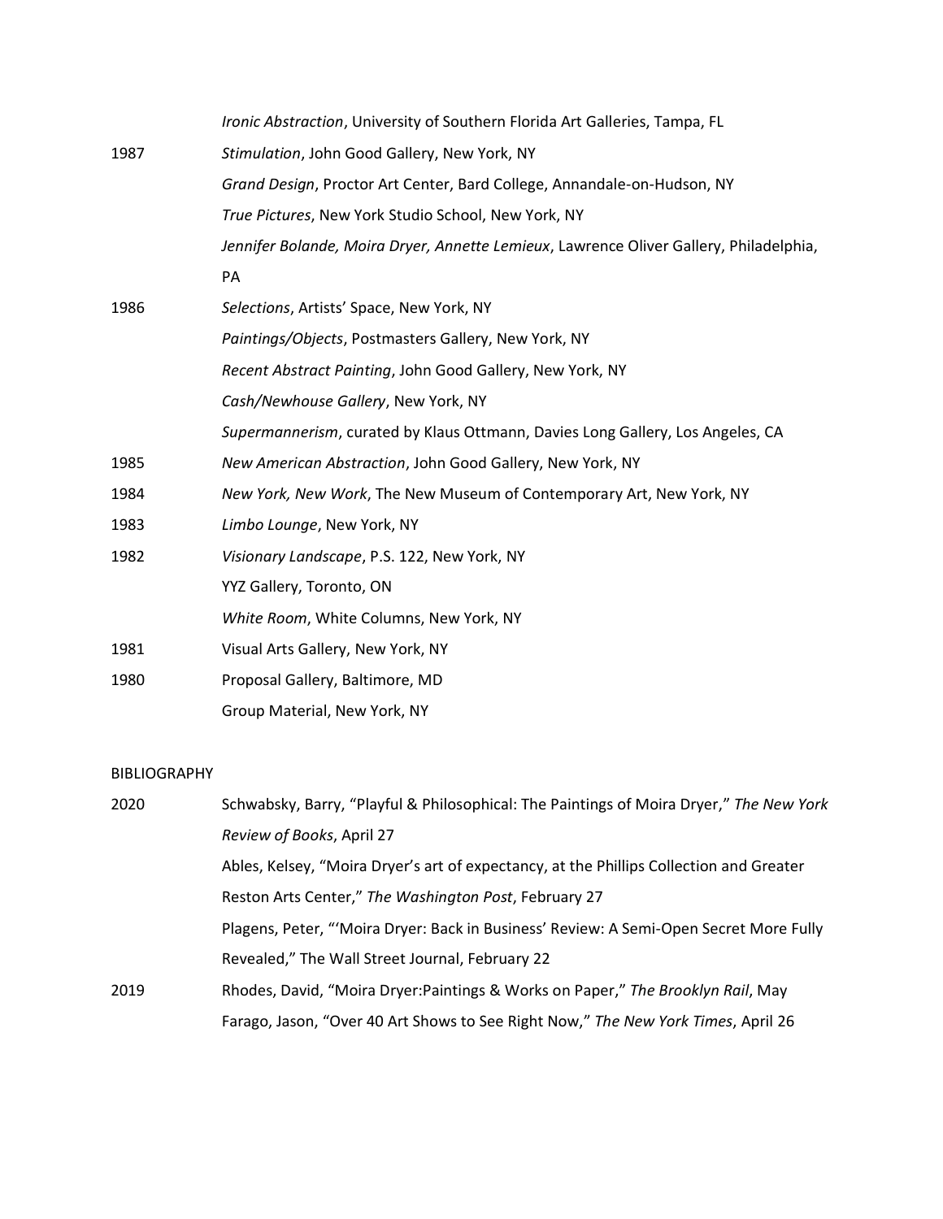| | |
|---|---|
| | *Ironic Abstraction*, University of Southern Florida Art Galleries, Tampa, FL |
| 1987 | *Stimulation*, John Good Gallery, New York, NY |
| | *Grand Design*, Proctor Art Center, Bard College, Annandale-on-Hudson, NY |
| | *True Pictures*, New York Studio School, New York, NY |
| | *Jennifer Bolande, Moira Dryer, Annette Lemieux*, Lawrence Oliver Gallery, Philadelphia, PA |
| 1986 | *Selections*, Artists' Space, New York, NY |
| | *Paintings/Objects*, Postmasters Gallery, New York, NY |
| | *Recent Abstract Painting*, John Good Gallery, New York, NY |
| | *Cash/Newhouse Gallery*, New York, NY |
| | *Supermannerism*, curated by Klaus Ottmann, Davies Long Gallery, Los Angeles, CA |
| 1985 | *New American Abstraction*, John Good Gallery, New York, NY |
| 1984 | *New York, New Work*, The New Museum of Contemporary Art, New York, NY |
| 1983 | *Limbo Lounge*, New York, NY |
| 1982 | *Visionary Landscape*, P.S. 122, New York, NY |
| | YYZ Gallery, Toronto, ON |
| | *White Room*, White Columns, New York, NY |
| 1981 | Visual Arts Gallery, New York, NY |
| 1980 | Proposal Gallery, Baltimore, MD |
| | Group Material, New York, NY |

BIBLIOGRAPHY

| | |
|---|---|
| 2020 | Schwabsky, Barry, "Playful & Philosophical: The Paintings of Moira Dryer," *The New York Review of Books*, April 27 |
| | Ables, Kelsey, "Moira Dryer's art of expectancy, at the Phillips Collection and Greater Reston Arts Center," *The Washington Post*, February 27 |
| | Plagens, Peter, "'Moira Dryer: Back in Business' Review: A Semi-Open Secret More Fully Revealed," The Wall Street Journal, February 22 |
| 2019 | Rhodes, David, "Moira Dryer:Paintings & Works on Paper," *The Brooklyn Rail*, May |
| | Farago, Jason, "Over 40 Art Shows to See Right Now," *The New York Times*, April 26 |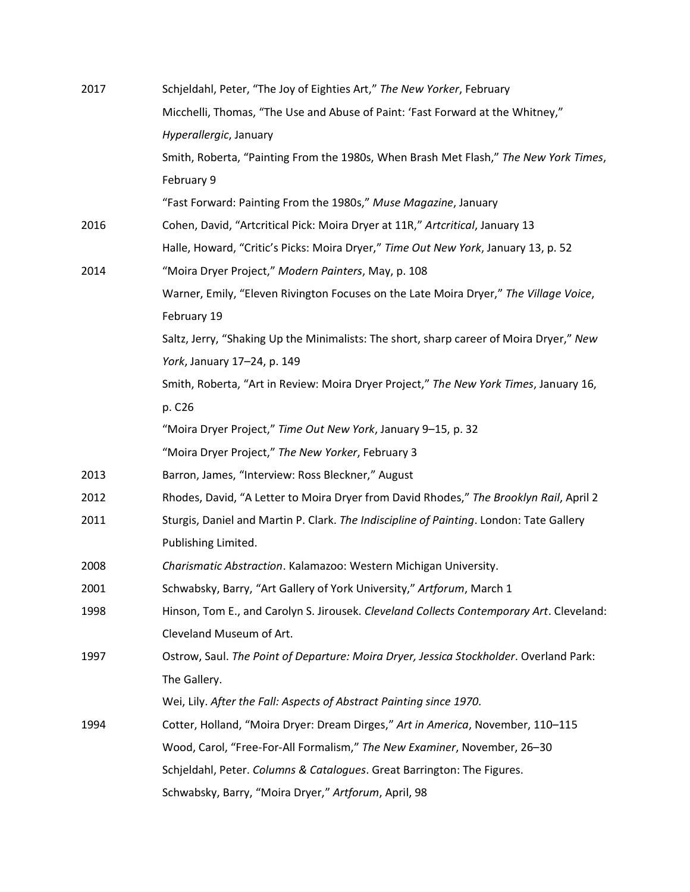2017 Schjeldahl, Peter, "The Joy of Eighties Art," *The New Yorker*, February

Micchelli, Thomas, "The Use and Abuse of Paint: 'Fast Forward at the Whitney," *Hyperallergic*, January

Smith, Roberta, "Painting From the 1980s, When Brash Met Flash," *The New York Times*, February 9

"Fast Forward: Painting From the 1980s," *Muse Magazine*, January

2016 Cohen, David, "Artcritical Pick: Moira Dryer at 11R," *Artcritical*, January 13

Halle, Howard, "Critic's Picks: Moira Dryer," *Time Out New York*, January 13, p. 52

2014 "Moira Dryer Project," *Modern Painters*, May, p. 108

Warner, Emily, "Eleven Rivington Focuses on the Late Moira Dryer," *The Village Voice*, February 19

Saltz, Jerry, "Shaking Up the Minimalists: The short, sharp career of Moira Dryer," *New York*, January 17–24, p. 149

Smith, Roberta, "Art in Review: Moira Dryer Project," *The New York Times*, January 16, p. C26

"Moira Dryer Project," *Time Out New York*, January 9–15, p. 32

"Moira Dryer Project," *The New Yorker*, February 3

2013 Barron, James, "Interview: Ross Bleckner," August

2012 Rhodes, David, "A Letter to Moira Dryer from David Rhodes," *The Brooklyn Rail*, April 2

2011 Sturgis, Daniel and Martin P. Clark. *The Indiscipline of Painting*. London: Tate Gallery Publishing Limited.

2008 *Charismatic Abstraction*. Kalamazoo: Western Michigan University.

2001 Schwabsky, Barry, "Art Gallery of York University," *Artforum*, March 1

1998 Hinson, Tom E., and Carolyn S. Jirousek. *Cleveland Collects Contemporary Art*. Cleveland: Cleveland Museum of Art.

1997 Ostrow, Saul. *The Point of Departure: Moira Dryer, Jessica Stockholder*. Overland Park: The Gallery.

Wei, Lily. *After the Fall: Aspects of Abstract Painting since 1970.*

1994 Cotter, Holland, "Moira Dryer: Dream Dirges," *Art in America*, November, 110–115

Wood, Carol, "Free-For-All Formalism," *The New Examiner*, November, 26–30

Schjeldahl, Peter. *Columns & Catalogues*. Great Barrington: The Figures.

Schwabsky, Barry, "Moira Dryer," *Artforum*, April, 98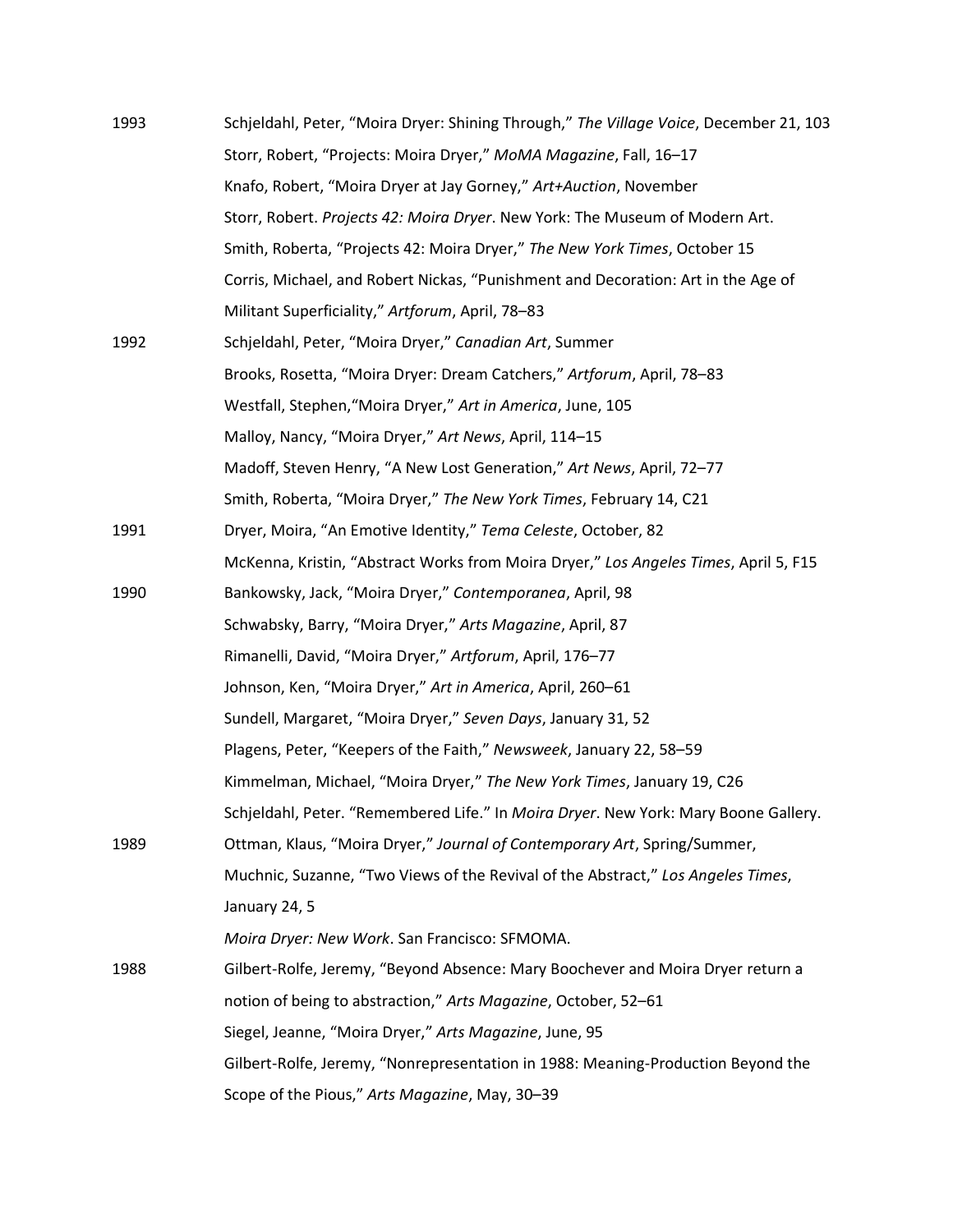1993 Schjeldahl, Peter, "Moira Dryer: Shining Through," *The Village Voice*, December 21, 103
Storr, Robert, "Projects: Moira Dryer," *MoMA Magazine*, Fall, 16–17
Knafo, Robert, "Moira Dryer at Jay Gorney," *Art+Auction*, November
Storr, Robert. *Projects 42: Moira Dryer*. New York: The Museum of Modern Art.
Smith, Roberta, "Projects 42: Moira Dryer," *The New York Times*, October 15
Corris, Michael, and Robert Nickas, "Punishment and Decoration: Art in the Age of Militant Superficiality," *Artforum*, April, 78–83

1992 Schjeldahl, Peter, "Moira Dryer," *Canadian Art*, Summer
Brooks, Rosetta, "Moira Dryer: Dream Catchers," *Artforum*, April, 78–83
Westfall, Stephen,"Moira Dryer," *Art in America*, June, 105
Malloy, Nancy, "Moira Dryer," *Art News*, April, 114–15
Madoff, Steven Henry, "A New Lost Generation," *Art News*, April, 72–77
Smith, Roberta, "Moira Dryer," *The New York Times*, February 14, C21

1991 Dryer, Moira, "An Emotive Identity," *Tema Celeste*, October, 82
McKenna, Kristin, "Abstract Works from Moira Dryer," *Los Angeles Times*, April 5, F15

1990 Bankowsky, Jack, "Moira Dryer," *Contemporanea*, April, 98
Schwabsky, Barry, "Moira Dryer," *Arts Magazine*, April, 87
Rimanelli, David, "Moira Dryer," *Artforum*, April, 176–77
Johnson, Ken, "Moira Dryer," *Art in America*, April, 260–61
Sundell, Margaret, "Moira Dryer," *Seven Days*, January 31, 52
Plagens, Peter, "Keepers of the Faith," *Newsweek*, January 22, 58–59
Kimmelman, Michael, "Moira Dryer," *The New York Times*, January 19, C26
Schjeldahl, Peter. "Remembered Life." In *Moira Dryer*. New York: Mary Boone Gallery.

1989 Ottman, Klaus, "Moira Dryer," *Journal of Contemporary Art*, Spring/Summer,
Muchnic, Suzanne, "Two Views of the Revival of the Abstract," *Los Angeles Times*, January 24, 5
*Moira Dryer: New Work*. San Francisco: SFMOMA.

1988 Gilbert-Rolfe, Jeremy, "Beyond Absence: Mary Boochever and Moira Dryer return a notion of being to abstraction," *Arts Magazine*, October, 52–61
Siegel, Jeanne, "Moira Dryer," *Arts Magazine*, June, 95
Gilbert-Rolfe, Jeremy, "Nonrepresentation in 1988: Meaning-Production Beyond the Scope of the Pious," *Arts Magazine*, May, 30–39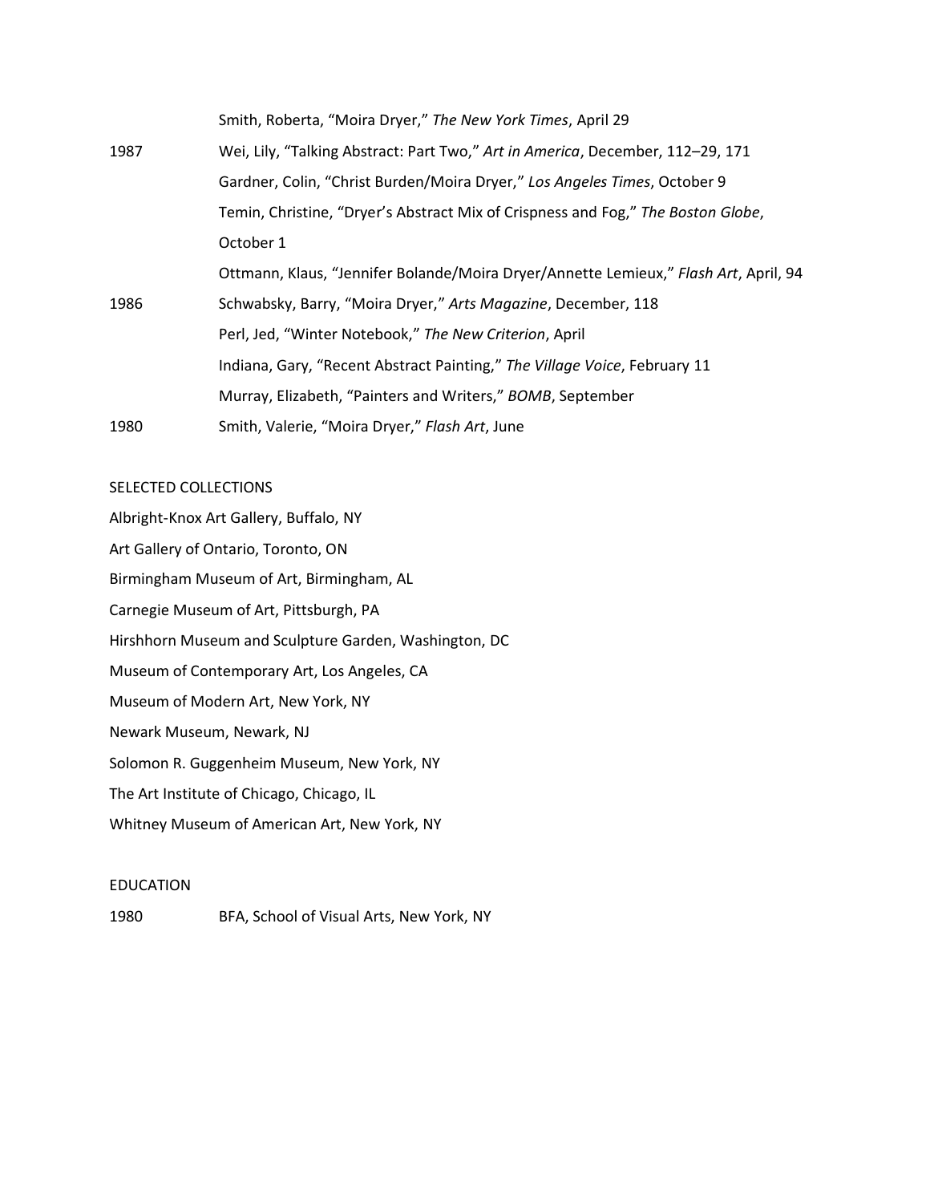Smith, Roberta, “Moira Dryer,” *The New York Times*, April 29

1987 Wei, Lily, “Talking Abstract: Part Two,” *Art in America*, December, 112–29, 171

Gardner, Colin, “Christ Burden/Moira Dryer,” *Los Angeles Times*, October 9

Temin, Christine, “Dryer’s Abstract Mix of Crispness and Fog,” *The Boston Globe*, October 1

Ottmann, Klaus, “Jennifer Bolande/Moira Dryer/Annette Lemieux,” *Flash Art*, April, 94

1986 Schwabsky, Barry, “Moira Dryer,” *Arts Magazine*, December, 118

Perl, Jed, “Winter Notebook,” *The New Criterion*, April

Indiana, Gary, “Recent Abstract Painting,” *The Village Voice*, February 11

Murray, Elizabeth, “Painters and Writers,” *BOMB*, September

1980 Smith, Valerie, “Moira Dryer,” *Flash Art*, June

SELECTED COLLECTIONS

Albright-Knox Art Gallery, Buffalo, NY

Art Gallery of Ontario, Toronto, ON

Birmingham Museum of Art, Birmingham, AL

Carnegie Museum of Art, Pittsburgh, PA

Hirshhorn Museum and Sculpture Garden, Washington, DC

Museum of Contemporary Art, Los Angeles, CA

Museum of Modern Art, New York, NY

Newark Museum, Newark, NJ

Solomon R. Guggenheim Museum, New York, NY

The Art Institute of Chicago, Chicago, IL

Whitney Museum of American Art, New York, NY

EDUCATION

1980 BFA, School of Visual Arts, New York, NY